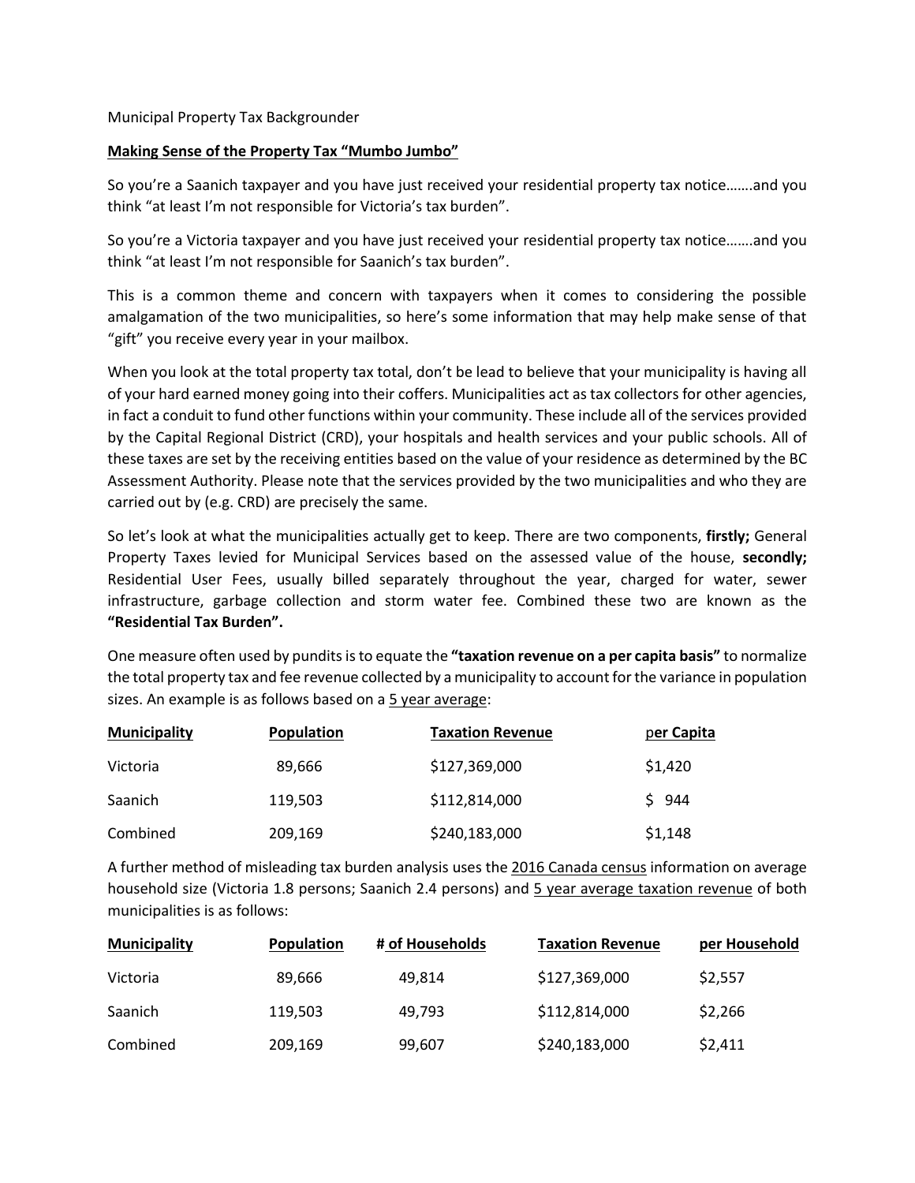Municipal Property Tax Backgrounder

**Making Sense of the Property Tax "Mumbo Jumbo"**

So you're a Saanich taxpayer and you have just received your residential property tax notice…….and you think "at least I'm not responsible for Victoria's tax burden".

So you're a Victoria taxpayer and you have just received your residential property tax notice…….and you think "at least I'm not responsible for Saanich's tax burden".

This is a common theme and concern with taxpayers when it comes to considering the possible amalgamation of the two municipalities, so here's some information that may help make sense of that "gift" you receive every year in your mailbox.

When you look at the total property tax total, don't be lead to believe that your municipality is having all of your hard earned money going into their coffers. Municipalities act as tax collectors for other agencies, in fact a conduit to fund other functions within your community. These include all of the services provided by the Capital Regional District (CRD), your hospitals and health services and your public schools. All of these taxes are set by the receiving entities based on the value of your residence as determined by the BC Assessment Authority. Please note that the services provided by the two municipalities and who they are carried out by (e.g. CRD) are precisely the same.

So let's look at what the municipalities actually get to keep. There are two components, **firstly;** General Property Taxes levied for Municipal Services based on the assessed value of the house, **secondly;** Residential User Fees, usually billed separately throughout the year, charged for water, sewer infrastructure, garbage collection and storm water fee. Combined these two are known as the **"Residential Tax Burden".**

One measure often used by pundits is to equate the **"taxation revenue on a per capita basis"** to normalize the total property tax and fee revenue collected by a municipality to account for the variance in population sizes. An example is as follows based on a 5 year average:

| Municipality | Population | Taxation Revenue | per Capita |
|---|---|---|---|
| Victoria | 89,666 | $127,369,000 | $1,420 |
| Saanich | 119,503 | $112,814,000 | $ 944 |
| Combined | 209,169 | $240,183,000 | $1,148 |

A further method of misleading tax burden analysis uses the 2016 Canada census information on average household size (Victoria 1.8 persons; Saanich 2.4 persons) and 5 year average taxation revenue of both municipalities is as follows:

| Municipality | Population | # of Households | Taxation Revenue | per Household |
|---|---|---|---|---|
| Victoria | 89,666 | 49,814 | $127,369,000 | $2,557 |
| Saanich | 119,503 | 49,793 | $112,814,000 | $2,266 |
| Combined | 209,169 | 99,607 | $240,183,000 | $2,411 |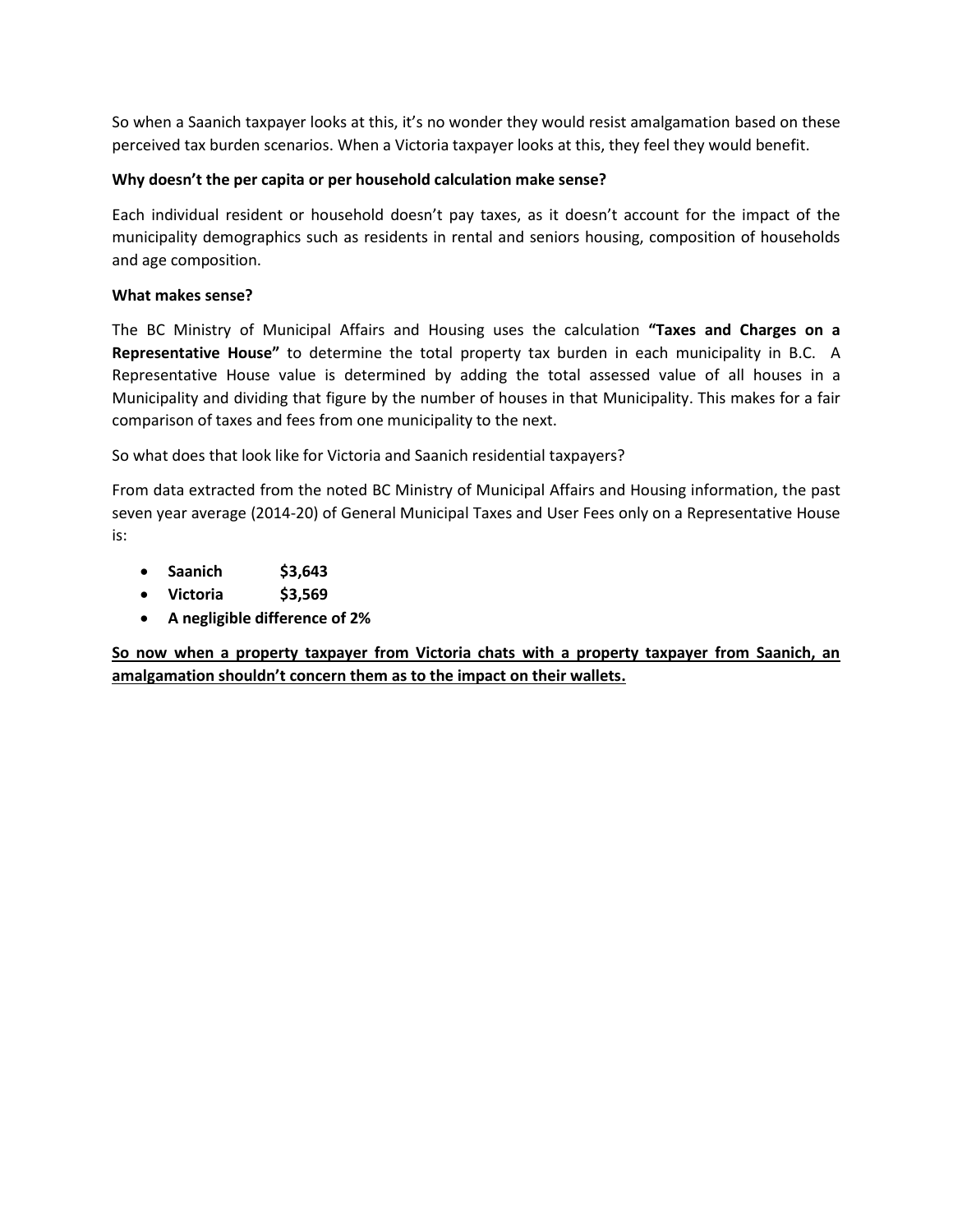So when a Saanich taxpayer looks at this, it's no wonder they would resist amalgamation based on these perceived tax burden scenarios. When a Victoria taxpayer looks at this, they feel they would benefit.

**Why doesn't the per capita or per household calculation make sense?**

Each individual resident or household doesn't pay taxes, as it doesn't account for the impact of the municipality demographics such as residents in rental and seniors housing, composition of households and age composition.

**What makes sense?**

The BC Ministry of Municipal Affairs and Housing uses the calculation **"Taxes and Charges on a Representative House"** to determine the total property tax burden in each municipality in B.C. A Representative House value is determined by adding the total assessed value of all houses in a Municipality and dividing that figure by the number of houses in that Municipality. This makes for a fair comparison of taxes and fees from one municipality to the next.

So what does that look like for Victoria and Saanich residential taxpayers?

From data extracted from the noted BC Ministry of Municipal Affairs and Housing information, the past seven year average (2014-20) of General Municipal Taxes and User Fees only on a Representative House is:

- **Saanich $3,643**
- **Victoria $3,569**
- **A negligible difference of 2%**

**<u>So now when a property taxpayer from Victoria chats with a property taxpayer from Saanich, an amalgamation shouldn't concern them as to the impact on their wallets.</u>**